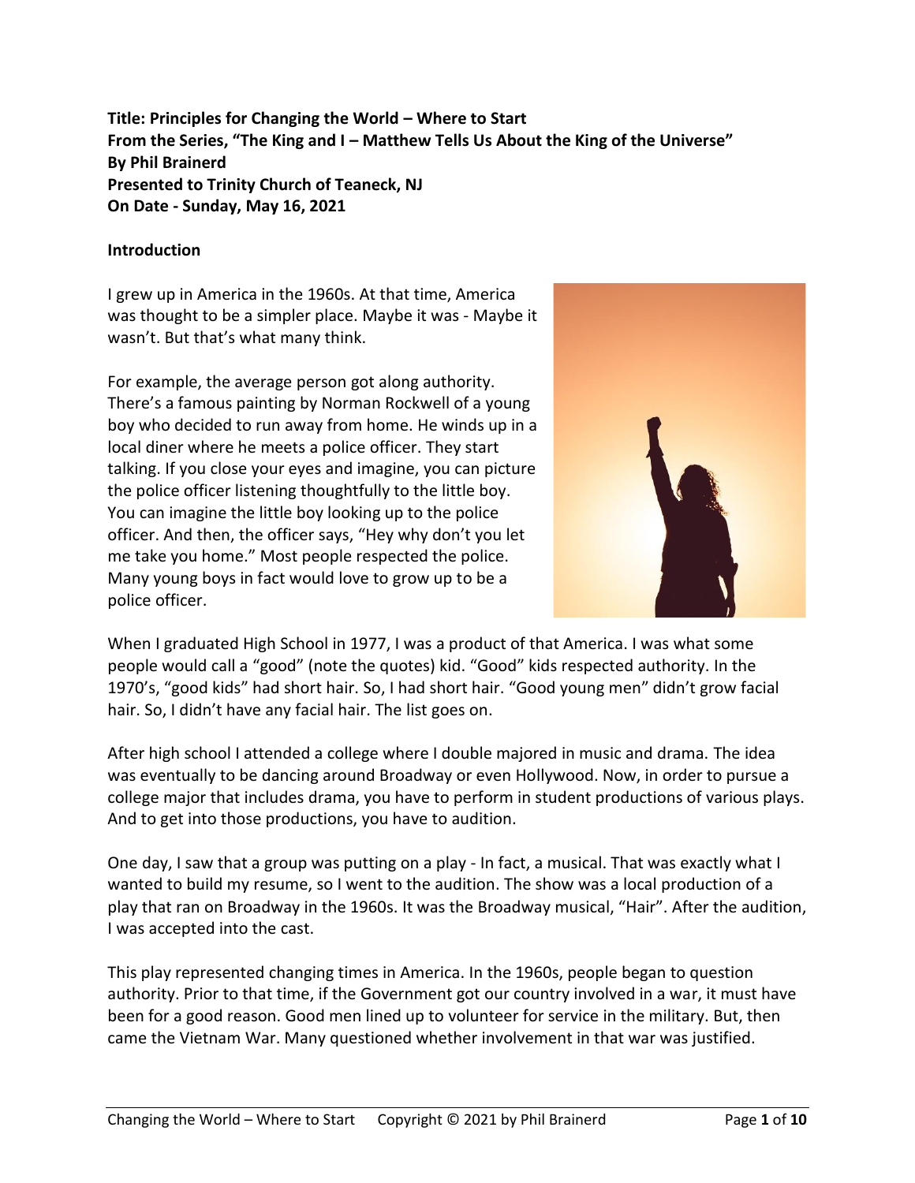**Title: Principles for Changing the World – Where to Start**
**From the Series, "The King and I – Matthew Tells Us About the King of the Universe"**
**By Phil Brainerd**
**Presented to Trinity Church of Teaneck, NJ**
**On Date - Sunday, May 16, 2021**

**Introduction**

I grew up in America in the 1960s. At that time, America was thought to be a simpler place. Maybe it was - Maybe it wasn't. But that's what many think.

For example, the average person got along authority. There's a famous painting by Norman Rockwell of a young boy who decided to run away from home. He winds up in a local diner where he meets a police officer. They start talking. If you close your eyes and imagine, you can picture the police officer listening thoughtfully to the little boy. You can imagine the little boy looking up to the police officer. And then, the officer says, "Hey why don't you let me take you home." Most people respected the police. Many young boys in fact would love to grow up to be a police officer.

When I graduated High School in 1977, I was a product of that America. I was what some people would call a "good" (note the quotes) kid. "Good" kids respected authority. In the 1970's, "good kids" had short hair. So, I had short hair. "Good young men" didn't grow facial hair. So, I didn't have any facial hair. The list goes on.

After high school I attended a college where I double majored in music and drama. The idea was eventually to be dancing around Broadway or even Hollywood. Now, in order to pursue a college major that includes drama, you have to perform in student productions of various plays. And to get into those productions, you have to audition.

One day, I saw that a group was putting on a play - In fact, a musical. That was exactly what I wanted to build my resume, so I went to the audition. The show was a local production of a play that ran on Broadway in the 1960s. It was the Broadway musical, "Hair". After the audition, I was accepted into the cast.

This play represented changing times in America. In the 1960s, people began to question authority. Prior to that time, if the Government got our country involved in a war, it must have been for a good reason. Good men lined up to volunteer for service in the military. But, then came the Vietnam War. Many questioned whether involvement in that war was justified.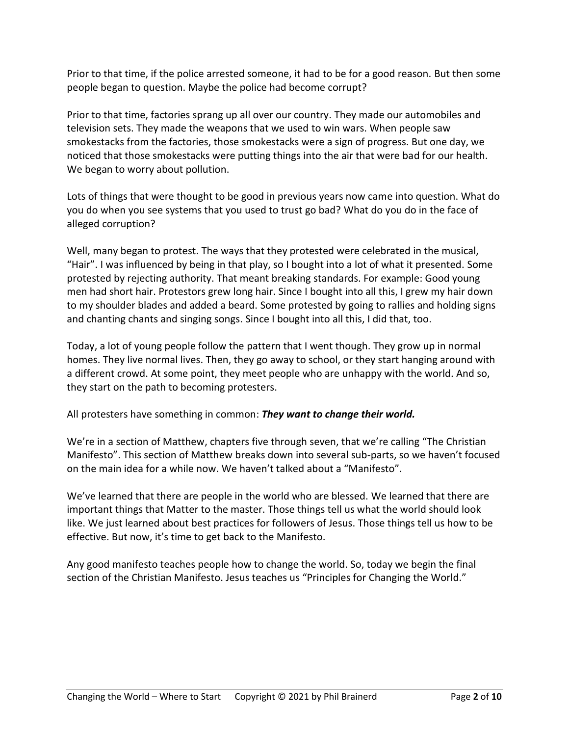Prior to that time, if the police arrested someone, it had to be for a good reason. But then some people began to question. Maybe the police had become corrupt?

Prior to that time, factories sprang up all over our country. They made our automobiles and television sets. They made the weapons that we used to win wars. When people saw smokestacks from the factories, those smokestacks were a sign of progress. But one day, we noticed that those smokestacks were putting things into the air that were bad for our health. We began to worry about pollution.

Lots of things that were thought to be good in previous years now came into question. What do you do when you see systems that you used to trust go bad? What do you do in the face of alleged corruption?

Well, many began to protest. The ways that they protested were celebrated in the musical, "Hair". I was influenced by being in that play, so I bought into a lot of what it presented. Some protested by rejecting authority. That meant breaking standards. For example: Good young men had short hair. Protestors grew long hair. Since I bought into all this, I grew my hair down to my shoulder blades and added a beard. Some protested by going to rallies and holding signs and chanting chants and singing songs. Since I bought into all this, I did that, too.

Today, a lot of young people follow the pattern that I went though. They grow up in normal homes. They live normal lives. Then, they go away to school, or they start hanging around with a different crowd. At some point, they meet people who are unhappy with the world. And so, they start on the path to becoming protesters.

All protesters have something in common: ***They want to change their world.***

We're in a section of Matthew, chapters five through seven, that we're calling "The Christian Manifesto". This section of Matthew breaks down into several sub-parts, so we haven't focused on the main idea for a while now. We haven't talked about a "Manifesto".

We've learned that there are people in the world who are blessed. We learned that there are important things that Matter to the master. Those things tell us what the world should look like. We just learned about best practices for followers of Jesus. Those things tell us how to be effective. But now, it's time to get back to the Manifesto.

Any good manifesto teaches people how to change the world. So, today we begin the final section of the Christian Manifesto. Jesus teaches us "Principles for Changing the World."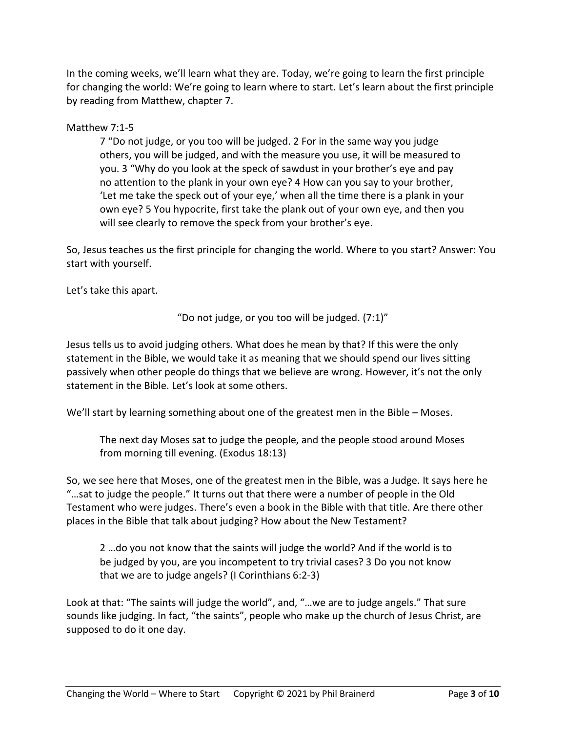In the coming weeks, we'll learn what they are. Today, we're going to learn the first principle for changing the world: We're going to learn where to start. Let's learn about the first principle by reading from Matthew, chapter 7.

Matthew 7:1-5

> 7 "Do not judge, or you too will be judged. 2 For in the same way you judge others, you will be judged, and with the measure you use, it will be measured to you. 3 "Why do you look at the speck of sawdust in your brother's eye and pay no attention to the plank in your own eye? 4 How can you say to your brother, 'Let me take the speck out of your eye,' when all the time there is a plank in your own eye? 5 You hypocrite, first take the plank out of your own eye, and then you will see clearly to remove the speck from your brother's eye.

So, Jesus teaches us the first principle for changing the world. Where to you start? Answer: You start with yourself.

Let's take this apart.

"Do not judge, or you too will be judged. (7:1)"

Jesus tells us to avoid judging others. What does he mean by that? If this were the only statement in the Bible, we would take it as meaning that we should spend our lives sitting passively when other people do things that we believe are wrong. However, it's not the only statement in the Bible. Let's look at some others.

We'll start by learning something about one of the greatest men in the Bible – Moses.

> The next day Moses sat to judge the people, and the people stood around Moses from morning till evening. (Exodus 18:13)

So, we see here that Moses, one of the greatest men in the Bible, was a Judge. It says here he "…sat to judge the people." It turns out that there were a number of people in the Old Testament who were judges. There's even a book in the Bible with that title. Are there other places in the Bible that talk about judging? How about the New Testament?

> 2 …do you not know that the saints will judge the world? And if the world is to be judged by you, are you incompetent to try trivial cases? 3 Do you not know that we are to judge angels? (I Corinthians 6:2-3)

Look at that: "The saints will judge the world", and, "…we are to judge angels." That sure sounds like judging. In fact, "the saints", people who make up the church of Jesus Christ, are supposed to do it one day.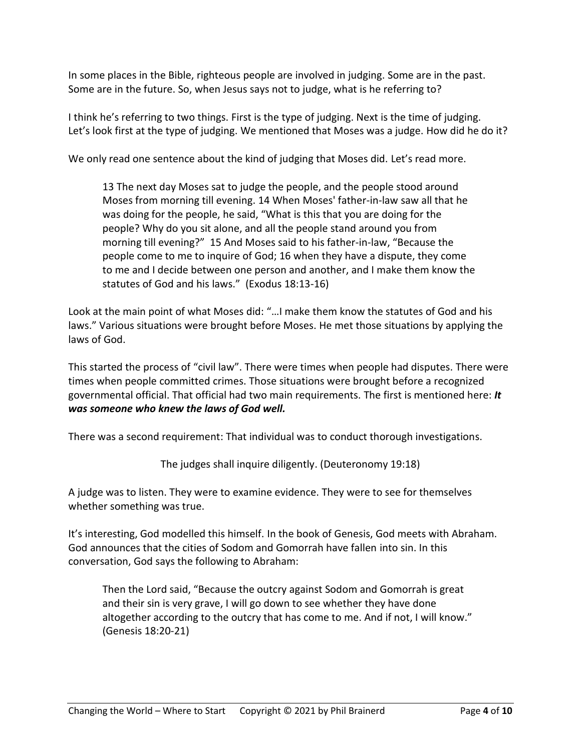In some places in the Bible, righteous people are involved in judging. Some are in the past. Some are in the future. So, when Jesus says not to judge, what is he referring to?

I think he's referring to two things. First is the type of judging. Next is the time of judging. Let's look first at the type of judging. We mentioned that Moses was a judge. How did he do it?

We only read one sentence about the kind of judging that Moses did. Let's read more.

> 13 The next day Moses sat to judge the people, and the people stood around Moses from morning till evening. 14 When Moses' father-in-law saw all that he was doing for the people, he said, "What is this that you are doing for the people? Why do you sit alone, and all the people stand around you from morning till evening?" 15 And Moses said to his father-in-law, "Because the people come to me to inquire of God; 16 when they have a dispute, they come to me and I decide between one person and another, and I make them know the statutes of God and his laws." (Exodus 18:13-16)

Look at the main point of what Moses did: "…I make them know the statutes of God and his laws." Various situations were brought before Moses. He met those situations by applying the laws of God.

This started the process of "civil law". There were times when people had disputes. There were times when people committed crimes. Those situations were brought before a recognized governmental official. That official had two main requirements. The first is mentioned here: ***It was someone who knew the laws of God well.***

There was a second requirement: That individual was to conduct thorough investigations.

The judges shall inquire diligently. (Deuteronomy 19:18)

A judge was to listen. They were to examine evidence. They were to see for themselves whether something was true.

It's interesting, God modelled this himself. In the book of Genesis, God meets with Abraham. God announces that the cities of Sodom and Gomorrah have fallen into sin. In this conversation, God says the following to Abraham:

> Then the Lord said, "Because the outcry against Sodom and Gomorrah is great and their sin is very grave, I will go down to see whether they have done altogether according to the outcry that has come to me. And if not, I will know." (Genesis 18:20-21)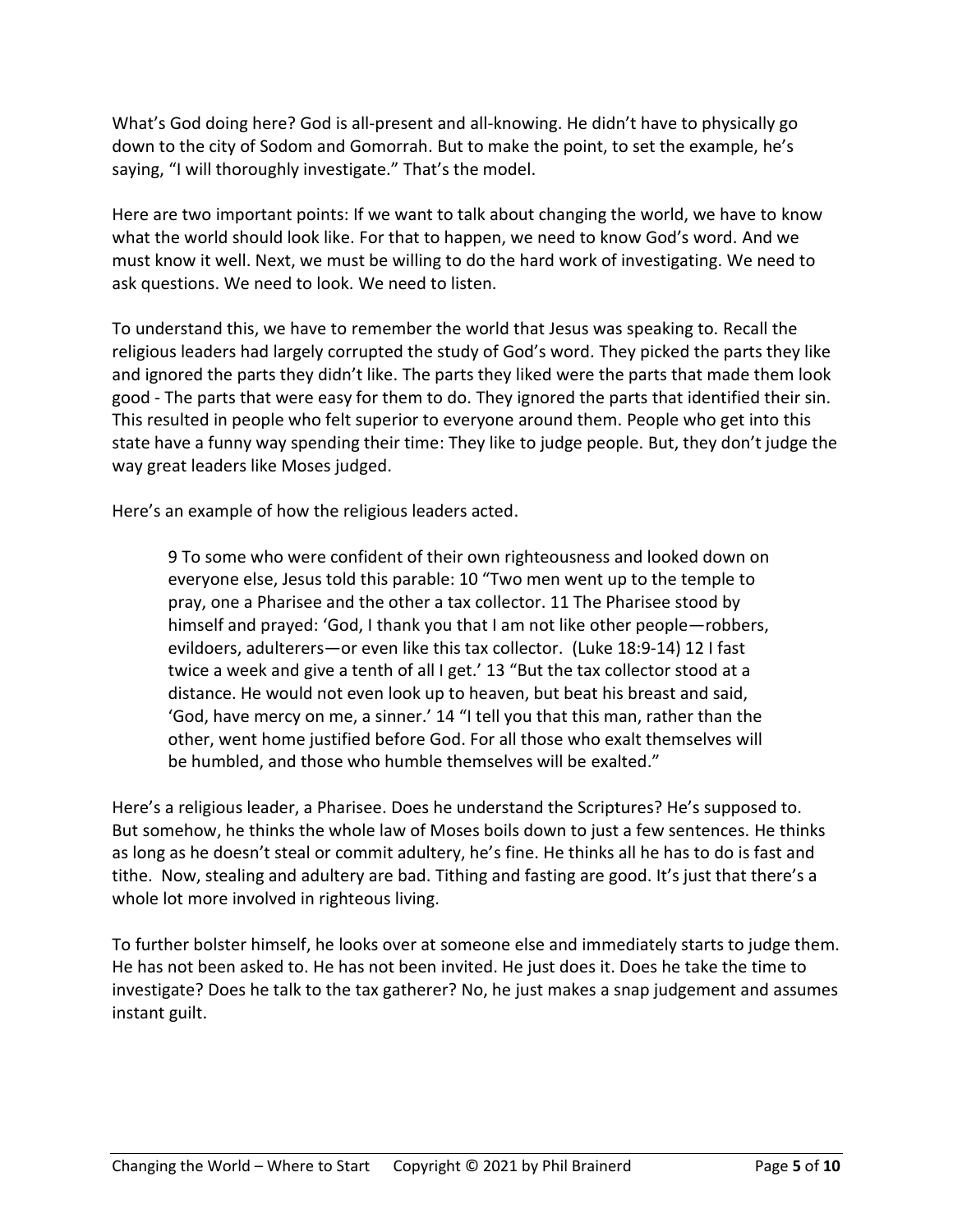What's God doing here? God is all-present and all-knowing. He didn't have to physically go down to the city of Sodom and Gomorrah. But to make the point, to set the example, he's saying, "I will thoroughly investigate." That's the model.

Here are two important points: If we want to talk about changing the world, we have to know what the world should look like. For that to happen, we need to know God's word. And we must know it well. Next, we must be willing to do the hard work of investigating. We need to ask questions. We need to look. We need to listen.

To understand this, we have to remember the world that Jesus was speaking to. Recall the religious leaders had largely corrupted the study of God's word. They picked the parts they like and ignored the parts they didn't like. The parts they liked were the parts that made them look good - The parts that were easy for them to do. They ignored the parts that identified their sin. This resulted in people who felt superior to everyone around them. People who get into this state have a funny way spending their time: They like to judge people. But, they don't judge the way great leaders like Moses judged.

Here's an example of how the religious leaders acted.

> 9 To some who were confident of their own righteousness and looked down on everyone else, Jesus told this parable: 10 "Two men went up to the temple to pray, one a Pharisee and the other a tax collector. 11 The Pharisee stood by himself and prayed: 'God, I thank you that I am not like other people—robbers, evildoers, adulterers—or even like this tax collector. (Luke 18:9-14) 12 I fast twice a week and give a tenth of all I get.' 13 "But the tax collector stood at a distance. He would not even look up to heaven, but beat his breast and said, 'God, have mercy on me, a sinner.' 14 "I tell you that this man, rather than the other, went home justified before God. For all those who exalt themselves will be humbled, and those who humble themselves will be exalted."

Here's a religious leader, a Pharisee. Does he understand the Scriptures? He's supposed to. But somehow, he thinks the whole law of Moses boils down to just a few sentences. He thinks as long as he doesn't steal or commit adultery, he's fine. He thinks all he has to do is fast and tithe. Now, stealing and adultery are bad. Tithing and fasting are good. It's just that there's a whole lot more involved in righteous living.

To further bolster himself, he looks over at someone else and immediately starts to judge them. He has not been asked to. He has not been invited. He just does it. Does he take the time to investigate? Does he talk to the tax gatherer? No, he just makes a snap judgement and assumes instant guilt.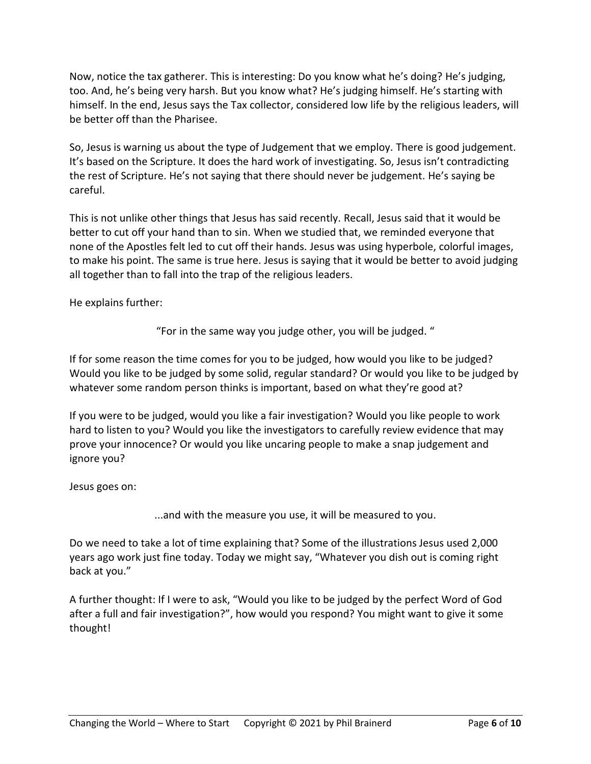Now, notice the tax gatherer. This is interesting: Do you know what he's doing? He's judging, too. And, he's being very harsh. But you know what? He's judging himself. He's starting with himself. In the end, Jesus says the Tax collector, considered low life by the religious leaders, will be better off than the Pharisee.

So, Jesus is warning us about the type of Judgement that we employ. There is good judgement. It's based on the Scripture. It does the hard work of investigating. So, Jesus isn't contradicting the rest of Scripture. He's not saying that there should never be judgement. He's saying be careful.

This is not unlike other things that Jesus has said recently. Recall, Jesus said that it would be better to cut off your hand than to sin. When we studied that, we reminded everyone that none of the Apostles felt led to cut off their hands. Jesus was using hyperbole, colorful images, to make his point. The same is true here. Jesus is saying that it would be better to avoid judging all together than to fall into the trap of the religious leaders.

He explains further:

> "For in the same way you judge other, you will be judged. "

If for some reason the time comes for you to be judged, how would you like to be judged? Would you like to be judged by some solid, regular standard? Or would you like to be judged by whatever some random person thinks is important, based on what they're good at?

If you were to be judged, would you like a fair investigation? Would you like people to work hard to listen to you? Would you like the investigators to carefully review evidence that may prove your innocence? Or would you like uncaring people to make a snap judgement and ignore you?

Jesus goes on:

> ...and with the measure you use, it will be measured to you.

Do we need to take a lot of time explaining that? Some of the illustrations Jesus used 2,000 years ago work just fine today. Today we might say, "Whatever you dish out is coming right back at you."

A further thought: If I were to ask, "Would you like to be judged by the perfect Word of God after a full and fair investigation?", how would you respond? You might want to give it some thought!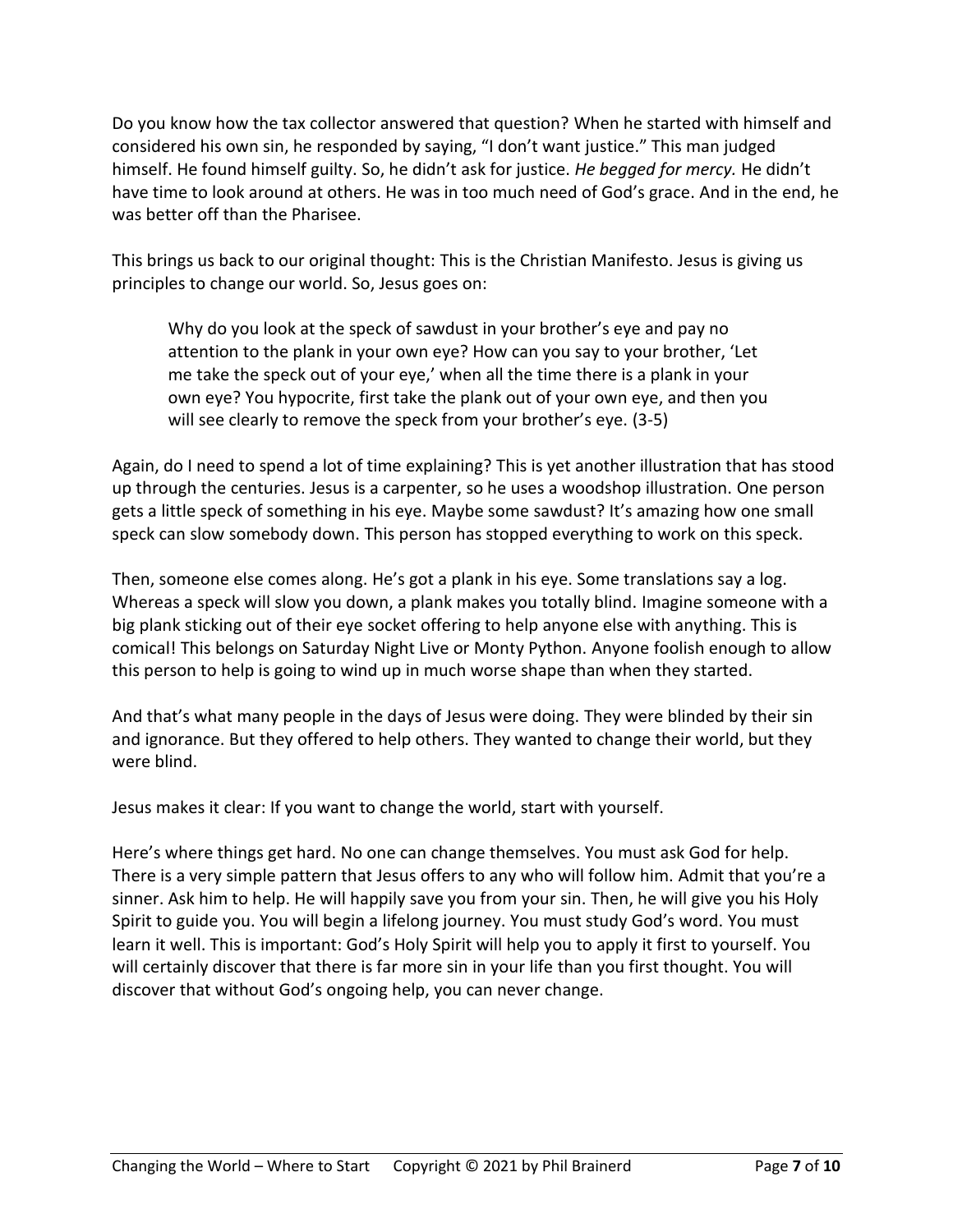Do you know how the tax collector answered that question? When he started with himself and considered his own sin, he responded by saying, "I don't want justice." This man judged himself. He found himself guilty. So, he didn't ask for justice. *He begged for mercy.* He didn't have time to look around at others. He was in too much need of God's grace. And in the end, he was better off than the Pharisee.

This brings us back to our original thought: This is the Christian Manifesto. Jesus is giving us principles to change our world. So, Jesus goes on:

> Why do you look at the speck of sawdust in your brother's eye and pay no attention to the plank in your own eye? How can you say to your brother, 'Let me take the speck out of your eye,' when all the time there is a plank in your own eye? You hypocrite, first take the plank out of your own eye, and then you will see clearly to remove the speck from your brother's eye. (3-5)

Again, do I need to spend a lot of time explaining? This is yet another illustration that has stood up through the centuries. Jesus is a carpenter, so he uses a woodshop illustration. One person gets a little speck of something in his eye. Maybe some sawdust? It's amazing how one small speck can slow somebody down. This person has stopped everything to work on this speck.

Then, someone else comes along. He's got a plank in his eye. Some translations say a log. Whereas a speck will slow you down, a plank makes you totally blind. Imagine someone with a big plank sticking out of their eye socket offering to help anyone else with anything. This is comical! This belongs on Saturday Night Live or Monty Python. Anyone foolish enough to allow this person to help is going to wind up in much worse shape than when they started.

And that's what many people in the days of Jesus were doing. They were blinded by their sin and ignorance. But they offered to help others. They wanted to change their world, but they were blind.

Jesus makes it clear: If you want to change the world, start with yourself.

Here's where things get hard. No one can change themselves. You must ask God for help. There is a very simple pattern that Jesus offers to any who will follow him. Admit that you're a sinner. Ask him to help. He will happily save you from your sin. Then, he will give you his Holy Spirit to guide you. You will begin a lifelong journey. You must study God's word. You must learn it well. This is important: God's Holy Spirit will help you to apply it first to yourself. You will certainly discover that there is far more sin in your life than you first thought. You will discover that without God's ongoing help, you can never change.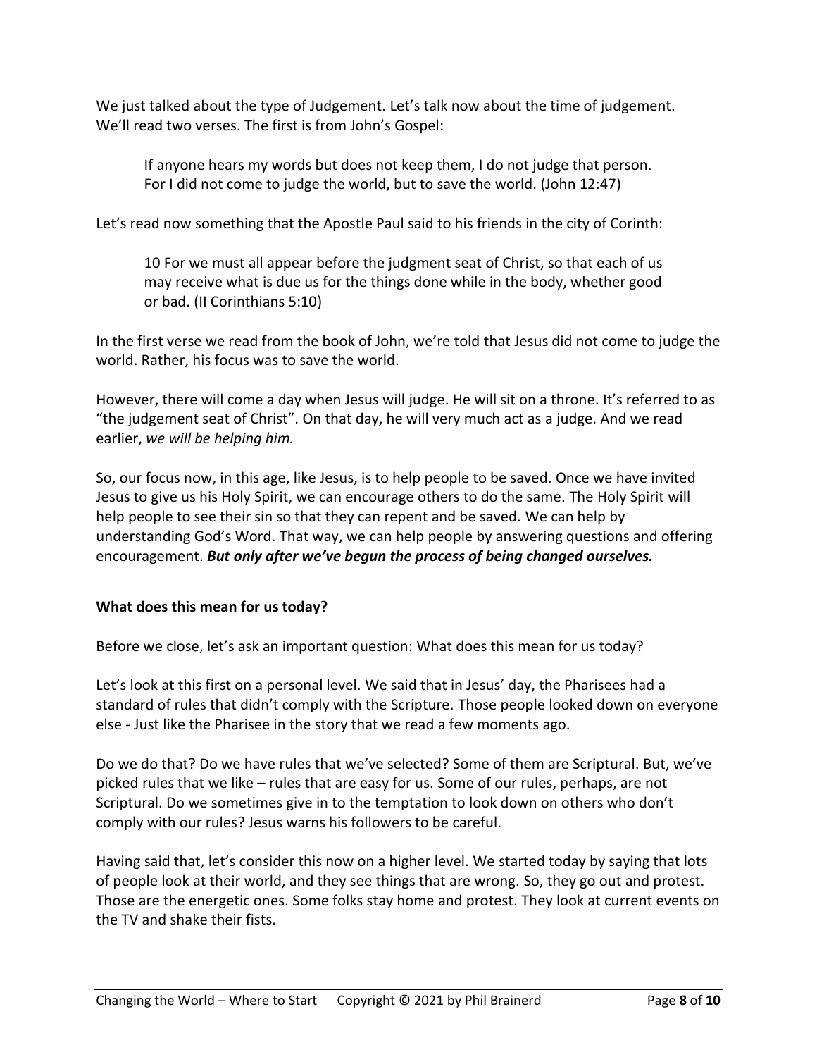We just talked about the type of Judgement. Let's talk now about the time of judgement. We'll read two verses. The first is from John's Gospel:

> If anyone hears my words but does not keep them, I do not judge that person. For I did not come to judge the world, but to save the world. (John 12:47)

Let's read now something that the Apostle Paul said to his friends in the city of Corinth:

> 10 For we must all appear before the judgment seat of Christ, so that each of us may receive what is due us for the things done while in the body, whether good or bad. (II Corinthians 5:10)

In the first verse we read from the book of John, we're told that Jesus did not come to judge the world. Rather, his focus was to save the world.

However, there will come a day when Jesus will judge. He will sit on a throne. It's referred to as "the judgement seat of Christ". On that day, he will very much act as a judge. And we read earlier, *we will be helping him.*

So, our focus now, in this age, like Jesus, is to help people to be saved. Once we have invited Jesus to give us his Holy Spirit, we can encourage others to do the same. The Holy Spirit will help people to see their sin so that they can repent and be saved. We can help by understanding God's Word. That way, we can help people by answering questions and offering encouragement. ***But only after we've begun the process of being changed ourselves.***

**What does this mean for us today?**

Before we close, let's ask an important question: What does this mean for us today?

Let's look at this first on a personal level. We said that in Jesus' day, the Pharisees had a standard of rules that didn't comply with the Scripture. Those people looked down on everyone else - Just like the Pharisee in the story that we read a few moments ago.

Do we do that? Do we have rules that we've selected? Some of them are Scriptural. But, we've picked rules that we like – rules that are easy for us. Some of our rules, perhaps, are not Scriptural. Do we sometimes give in to the temptation to look down on others who don't comply with our rules? Jesus warns his followers to be careful.

Having said that, let's consider this now on a higher level. We started today by saying that lots of people look at their world, and they see things that are wrong. So, they go out and protest. Those are the energetic ones. Some folks stay home and protest. They look at current events on the TV and shake their fists.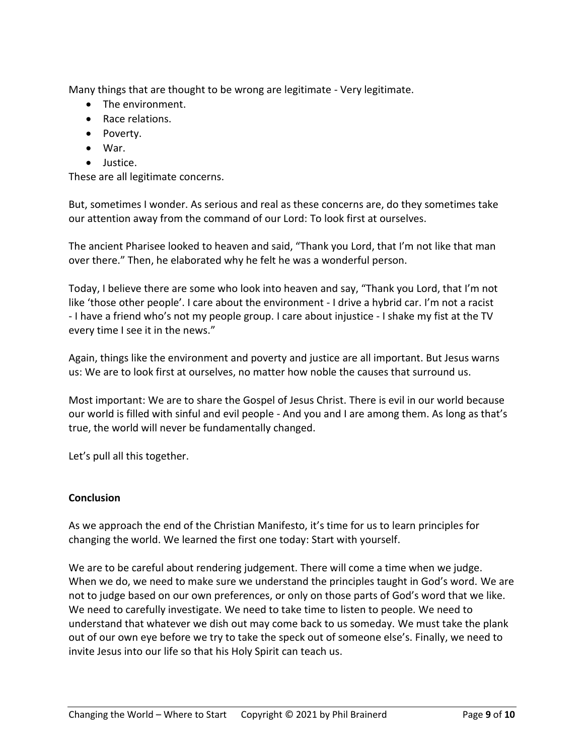Many things that are thought to be wrong are legitimate - Very legitimate.

- The environment.
- Race relations.
- Poverty.
- War.
- Justice.

These are all legitimate concerns.

But, sometimes I wonder. As serious and real as these concerns are, do they sometimes take our attention away from the command of our Lord: To look first at ourselves.

The ancient Pharisee looked to heaven and said, "Thank you Lord, that I'm not like that man over there." Then, he elaborated why he felt he was a wonderful person.

Today, I believe there are some who look into heaven and say, "Thank you Lord, that I'm not like 'those other people'. I care about the environment - I drive a hybrid car. I'm not a racist - I have a friend who's not my people group. I care about injustice - I shake my fist at the TV every time I see it in the news."

Again, things like the environment and poverty and justice are all important. But Jesus warns us: We are to look first at ourselves, no matter how noble the causes that surround us.

Most important: We are to share the Gospel of Jesus Christ. There is evil in our world because our world is filled with sinful and evil people - And you and I are among them. As long as that's true, the world will never be fundamentally changed.

Let's pull all this together.

**Conclusion**

As we approach the end of the Christian Manifesto, it's time for us to learn principles for changing the world. We learned the first one today: Start with yourself.

We are to be careful about rendering judgement. There will come a time when we judge. When we do, we need to make sure we understand the principles taught in God's word. We are not to judge based on our own preferences, or only on those parts of God's word that we like. We need to carefully investigate. We need to take time to listen to people. We need to understand that whatever we dish out may come back to us someday. We must take the plank out of our own eye before we try to take the speck out of someone else's. Finally, we need to invite Jesus into our life so that his Holy Spirit can teach us.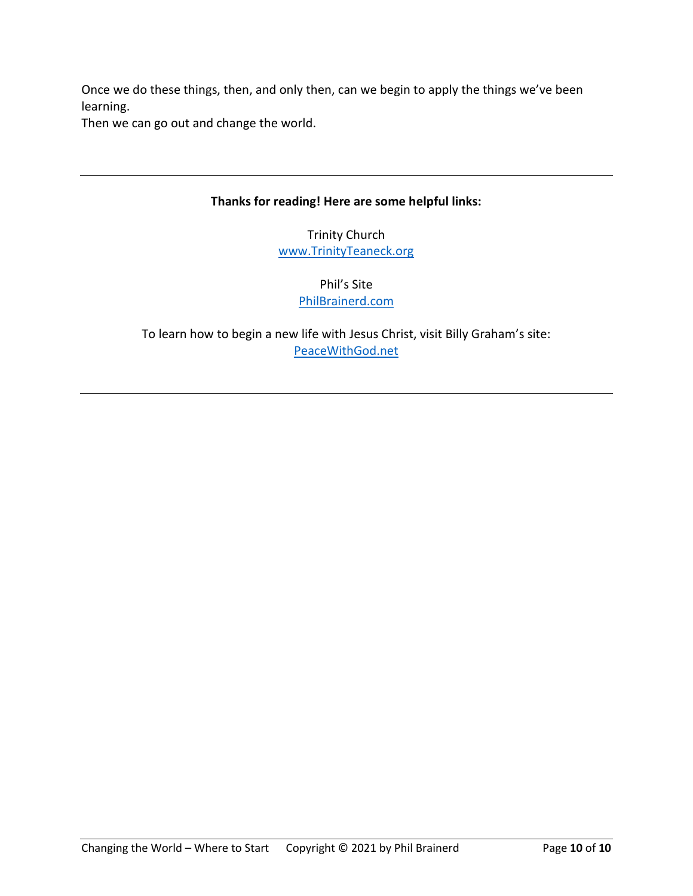Once we do these things, then, and only then, can we begin to apply the things we've been learning.
Then we can go out and change the world.

---

**Thanks for reading! Here are some helpful links:**

Trinity Church
www.TrinityTeaneck.org

Phil's Site
PhilBrainerd.com

To learn how to begin a new life with Jesus Christ, visit Billy Graham's site:
PeaceWithGod.net

---